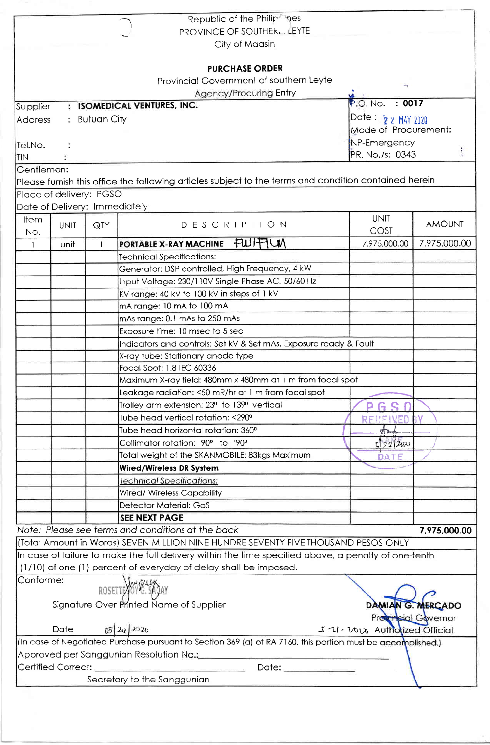Republic of the Philippines
PROVINCE OF SOUTHERN LEYTE
City of Maasin

# PURCHASE ORDER

Provincial Government of southern Leyte
Agency/Procuring Entry

| | |
|---|---|
| Supplier : **ISOMEDICAL VENTURES, INC.** | P.O. No. : **0017** |
| Address : Butuan City | Date : 22 MAY 2020 |
| | Mode of Procurement: |
| Tel.No. : | NP-Emergency |
| TIN : | PR. No./s: 0343 |

Gentlemen:

Please furnish this office the following articles subject to the terms and condition contained herein

Place of delivery: PGSO

Date of Delivery: Immediately

| Item No. | UNIT | QTY | DESCRIPTION | UNIT COST | AMOUNT |
|---|---|---|---|---|---|
| 1 | unit | 1 | **PORTABLE X-RAY MACHINE** FUJIFILM | 7,975,000.00 | 7,975,000.00 |
| | | | Technical Specifications: | | |
| | | | Generator: DSP controlled, High Frequency, 4 kW | | |
| | | | Input Voltage: 230/110V Single Phase AC, 50/60 Hz | | |
| | | | KV range: 40 kV to 100 kV in steps of 1 kV | | |
| | | | mA range: 10 mA to 100 mA | | |
| | | | mAs range: 0.1 mAs to 250 mAs | | |
| | | | Exposure time: 10 msec to 5 sec | | |
| | | | Indicators and controls: Set kV & Set mAs, Exposure ready & Fault | | |
| | | | X-ray tube: Stationary anode type | | |
| | | | Focal Spot: 1.8 IEC 60336 | | |
| | | | Maximum X-ray field: 480mm x 480mm at 1 m from focal spot | | |
| | | | Leakage radiation: <50 mR/hr at 1 m from focal spot | | |
| | | | Trolley arm extension: 23º to 139º vertical | PGSO RECEIVED BY | |
| | | | Tube head vertical rotation: <290º | | |
| | | | Tube head horizontal rotation: 360º | | |
| | | | Collimator rotation: -90º to +90º | 5/22/2020 | |
| | | | Total weight of the SKANMOBILE: 83kgs Maximum | DATE | |
| | | | **Wired/Wireless DR System** | | |
| | | | *Technical Specifications:* | | |
| | | | Wired/ Wireless Capability | | |
| | | | Detector Material: GoS | | |
| | | | **SEE NEXT PAGE** | | |

*Note: Please see terms and conditions at the back* **7,975,000.00**

(Total Amount in Words) SEVEN MILLION NINE HUNDRE SEVENTY FIVE THOUSAND PESOS ONLY

In case of failure to make the full delivery within the time specified above, a penalty of one-tenth (1/10) of one (1) percent of everyday of delay shall be imposed.

Conforme:

ROSETTE JOY G. SAGAY

Signature Over Printed Name of Supplier

Date 05/26/2020

**DAMIAN G. MERCADO**
Provincial Governor
5-21-2020 Authorized Official

(In case of Negotiated Purchase pursuant to Section 369 (a) of RA 7160, this portion must be accomplished.)

Approved per Sanggunian Resolution No.: ____________________

Certified Correct: ____________________ Date: ____________

Secretary to the Sanggunian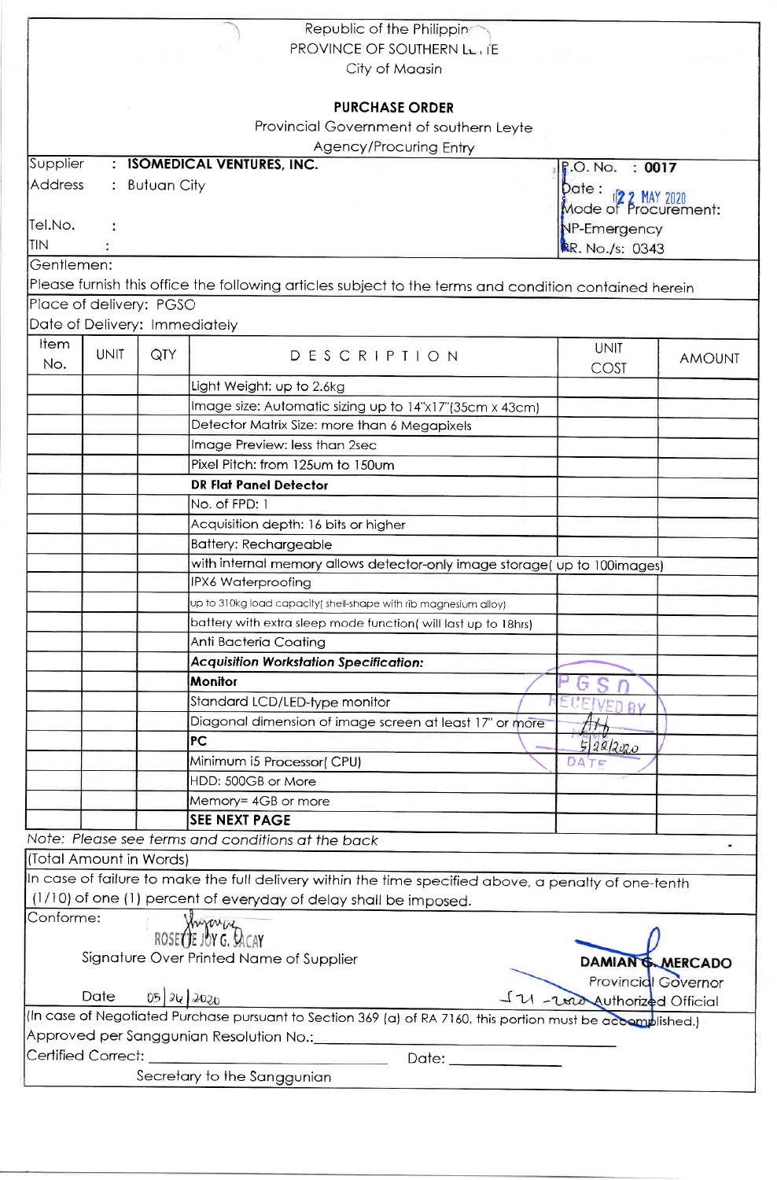Republic of the Philippines
PROVINCE OF SOUTHERN LEYTE
City of Maasin

**PURCHASE ORDER**

Provincial Government of southern Leyte
Agency/Procuring Entry

| | |
|---|---|
| Supplier : **ISOMEDICAL VENTURES, INC.** | P.O. No. : **0017** |
| Address : Butuan City | Date : 22 MAY 2020 |
| | Mode of Procurement: |
| Tel.No. : | NP-Emergency |
| TIN : | PR. No./s: 0343 |

Gentlemen:

Please furnish this office the following articles subject to the terms and condition contained herein

Place of delivery: PGSO

Date of Delivery: Immediately

| Item No. | UNIT | QTY | DESCRIPTION | UNIT COST | AMOUNT |
|---|---|---|---|---|---|
| | | | Light Weight: up to 2.6kg | | |
| | | | Image size: Automatic sizing up to 14"x17"(35cm x 43cm) | | |
| | | | Detector Matrix Size: more than 6 Megapixels | | |
| | | | Image Preview: less than 2sec | | |
| | | | Pixel Pitch: from 125um to 150um | | |
| | | | **DR Flat Panel Detector** | | |
| | | | No. of FPD: 1 | | |
| | | | Acquisition depth: 16 bits or higher | | |
| | | | Battery: Rechargeable | | |
| | | | with internal memory allows detector-only image storage( up to 100images) | | |
| | | | IPX6 Waterproofing | | |
| | | | up to 310kg load capacity( shell-shape with rib magnesium alloy) | | |
| | | | battery with extra sleep mode function( will last up to 18hrs) | | |
| | | | Anti Bacteria Coating | | |
| | | | ***Acquisition Workstation Specification:*** | | |
| | | | **Monitor** | | |
| | | | Standard LCD/LED-type monitor | | |
| | | | Diagonal dimension of image screen at least 17" or more | | |
| | | | **PC** | | |
| | | | Minimum i5 Processor( CPU) | | |
| | | | HDD: 500GB or More | | |
| | | | Memory= 4GB or more | | |
| | | | **SEE NEXT PAGE** | | |

PGSO RECEIVED BY [signature] 5/22/2020 DATE

*Note: Please see terms and conditions at the back*

(Total Amount in Words)

In case of failure to make the full delivery within the time specified above, a penalty of one-tenth (1/10) of one (1) percent of everyday of delay shall be imposed.

Conforme:

[signature] ROSE JOY G. MACAY
Signature Over Printed Name of Supplier

Date 05|26|2020

**DAMIAN G. MERCADO**
Provincial Governor
Authorized Official

(In case of Negotiated Purchase pursuant to Section 369 (a) of RA 7160, this portion must be accomplished.)

Approved per Sanggunian Resolution No.:______________________

Certified Correct: ______________________ Date: ______________

Secretary to the Sanggunian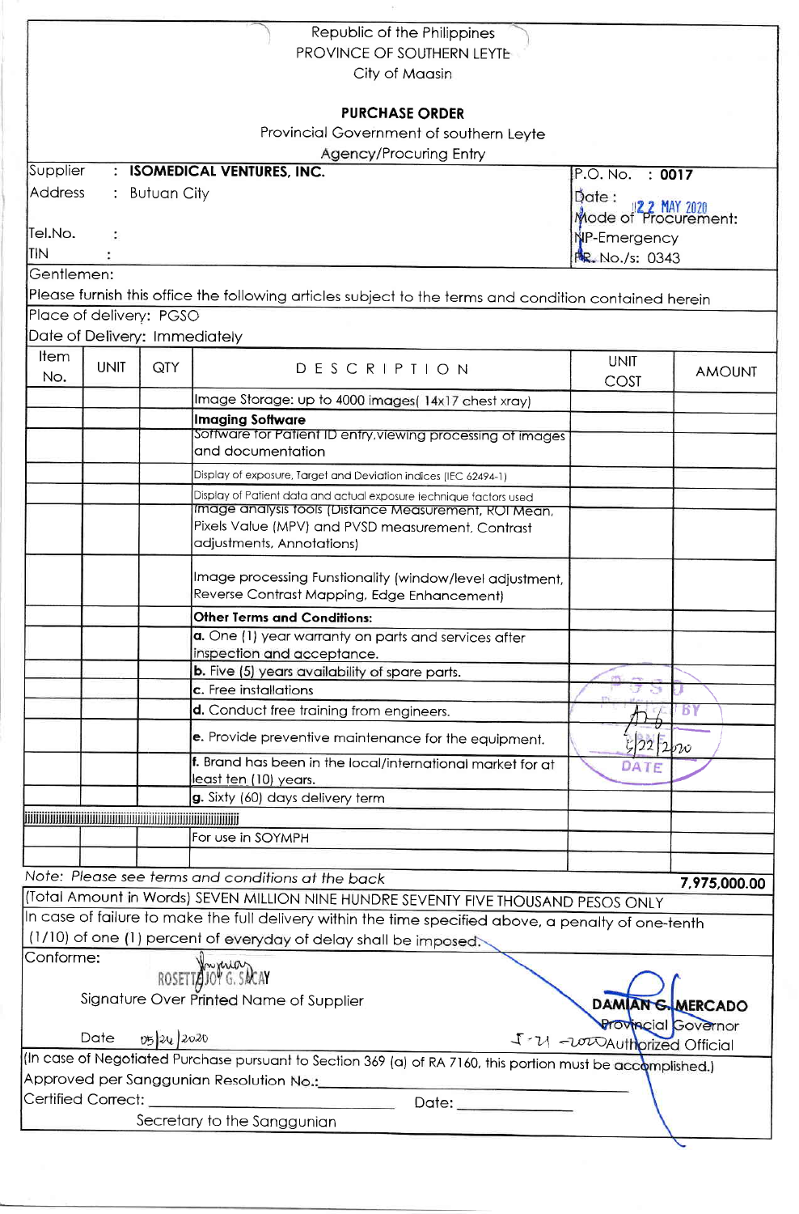Republic of the Philippines
PROVINCE OF SOUTHERN LEYTE
City of Maasin

# PURCHASE ORDER

Provincial Government of southern Leyte
Agency/Procuring Entry

| | |
|---|---|
| Supplier : **ISOMEDICAL VENTURES, INC.** | P.O. No. : **0017** |
| Address : Butuan City | Date : 22 MAY 2020 |
| Tel.No. : | Mode of Procurement: NP-Emergency |
| TIN : | PR. No./s: 0343 |

Gentlemen:

Please furnish this office the following articles subject to the terms and condition contained herein

Place of delivery: PGSO

Date of Delivery: Immediately

| Item No. | UNIT | QTY | DESCRIPTION | UNIT COST | AMOUNT |
|---|---|---|---|---|---|
| | | | Image Storage: up to 4000 images( 14x17 chest xray) | | |
| | | | **Imaging Software** | | |
| | | | Software for Patient ID entry,viewing processing of images and documentation | | |
| | | | Display of exposure, Target and Deviation indices (IEC 62494-1) | | |
| | | | Display of Patient data and actual exposure technique factors used | | |
| | | | Image analysis tools (Distance Measurement, ROI Mean, Pixels Value (MPV) and PVSD measurement, Contrast adjustments, Annotations) | | |
| | | | Image processing Funstionality (window/level adjustment, Reverse Contrast Mapping, Edge Enhancement) | | |
| | | | **Other Terms and Conditions:** | | |
| | | | **a.** One (1) year warranty on parts and services after inspection and acceptance. | | |
| | | | **b.** Five (5) years availability of spare parts. | | |
| | | | **c.** Free installations | | |
| | | | **d.** Conduct free training from engineers. | | |
| | | | **e.** Provide preventive maintenance for the equipment. | | |
| | | | **f.** Brand has been in the local/international market for at least ten (10) years. | | |
| | | | **g.** Sixty (60) days delivery term | | |
| | | | For use in SOYMPH | | |

*Note: Please see terms and conditions at the back* **7,975,000.00**

(Total Amount in Words) SEVEN MILLION NINE HUNDRE SEVENTY FIVE THOUSAND PESOS ONLY

In case of failure to make the full delivery within the time specified above, a penalty of one-tenth (1/10) of one (1) percent of everyday of delay shall be imposed.

Conforme:

ROSETTE JOY G. SACAY
Signature Over Printed Name of Supplier

Date 05/24/2020

**DAMIAN G. MERCADO**
Provincial Governor
5-21-2020 Authorized Official

(In case of Negotiated Purchase pursuant to Section 369 (a) of RA 7160, this portion must be accomplished.)

Approved per Sanggunian Resolution No.:\_\_\_\_\_\_\_\_\_\_\_\_\_\_\_\_\_\_\_\_

Certified Correct: \_\_\_\_\_\_\_\_\_\_\_\_\_\_\_\_\_\_\_\_ Date: \_\_\_\_\_\_\_\_\_\_

Secretary to the Sanggunian